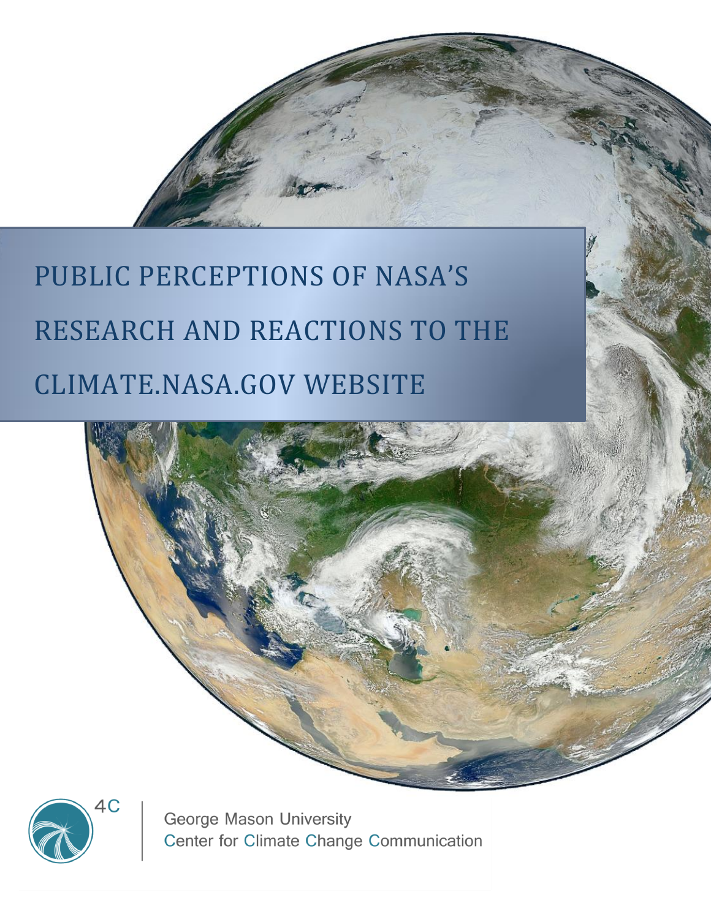# PUBLIC PERCEPTIONS OF NASA'S RESEARCH AND REACTIONS TO THE CLIMATE.NASA.GOV WEBSITE

4C

George Mason University
Center for Climate Change Communication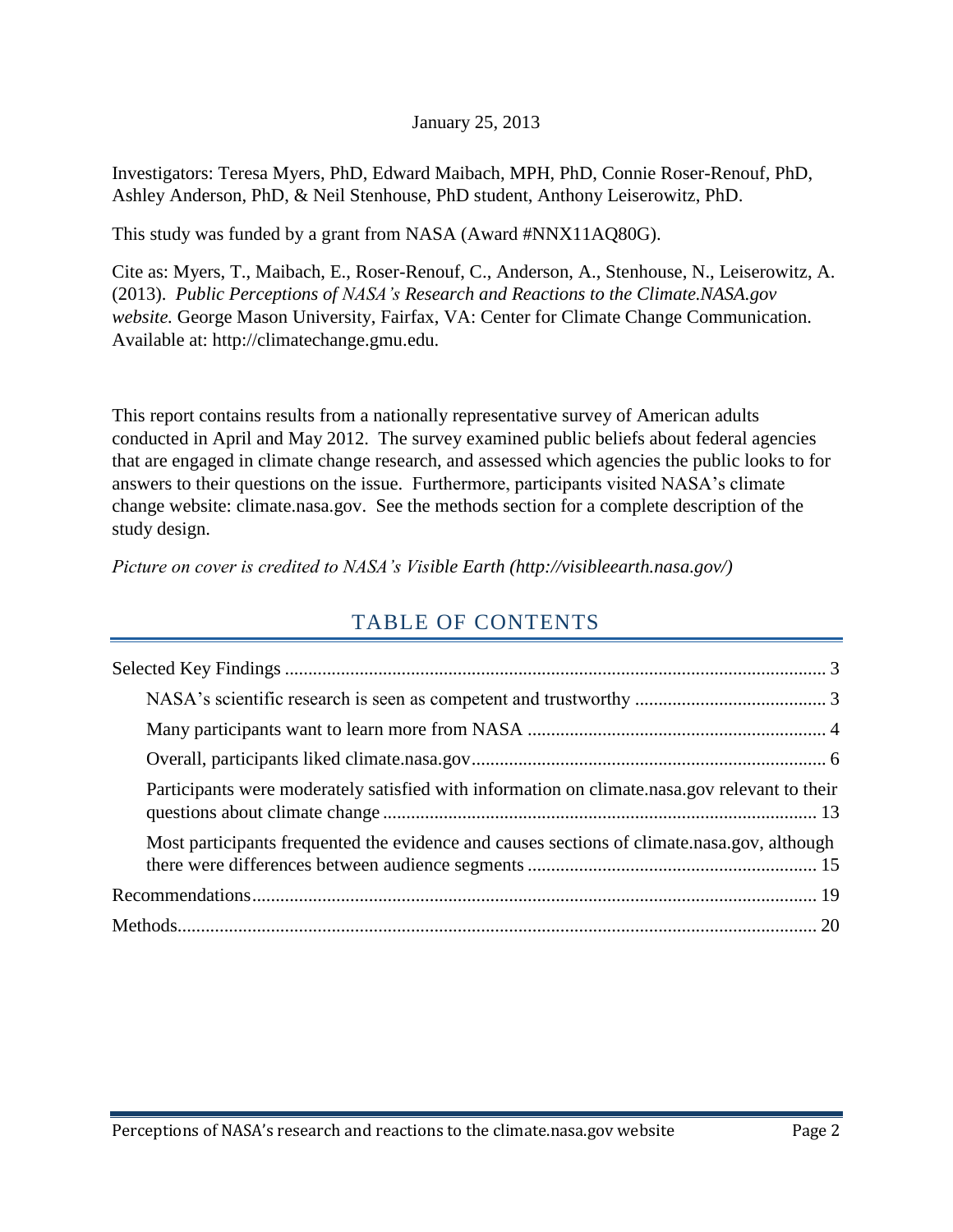January 25, 2013

Investigators: Teresa Myers, PhD, Edward Maibach, MPH, PhD, Connie Roser-Renouf, PhD, Ashley Anderson, PhD, & Neil Stenhouse, PhD student, Anthony Leiserowitz, PhD.

This study was funded by a grant from NASA (Award #NNX11AQ80G).

Cite as: Myers, T., Maibach, E., Roser-Renouf, C., Anderson, A., Stenhouse, N., Leiserowitz, A. (2013). *Public Perceptions of NASA's Research and Reactions to the Climate.NASA.gov website.* George Mason University, Fairfax, VA: Center for Climate Change Communication. Available at: http://climatechange.gmu.edu.

This report contains results from a nationally representative survey of American adults conducted in April and May 2012. The survey examined public beliefs about federal agencies that are engaged in climate change research, and assessed which agencies the public looks to for answers to their questions on the issue. Furthermore, participants visited NASA's climate change website: climate.nasa.gov. See the methods section for a complete description of the study design.

*Picture on cover is credited to NASA's Visible Earth (http://visibleearth.nasa.gov/)*

## TABLE OF CONTENTS

- Selected Key Findings ........ 3
  - NASA's scientific research is seen as competent and trustworthy ........ 3
  - Many participants want to learn more from NASA ........ 4
  - Overall, participants liked climate.nasa.gov ........ 6
  - Participants were moderately satisfied with information on climate.nasa.gov relevant to their questions about climate change ........ 13
  - Most participants frequented the evidence and causes sections of climate.nasa.gov, although there were differences between audience segments ........ 15
- Recommendations ........ 19
- Methods ........ 20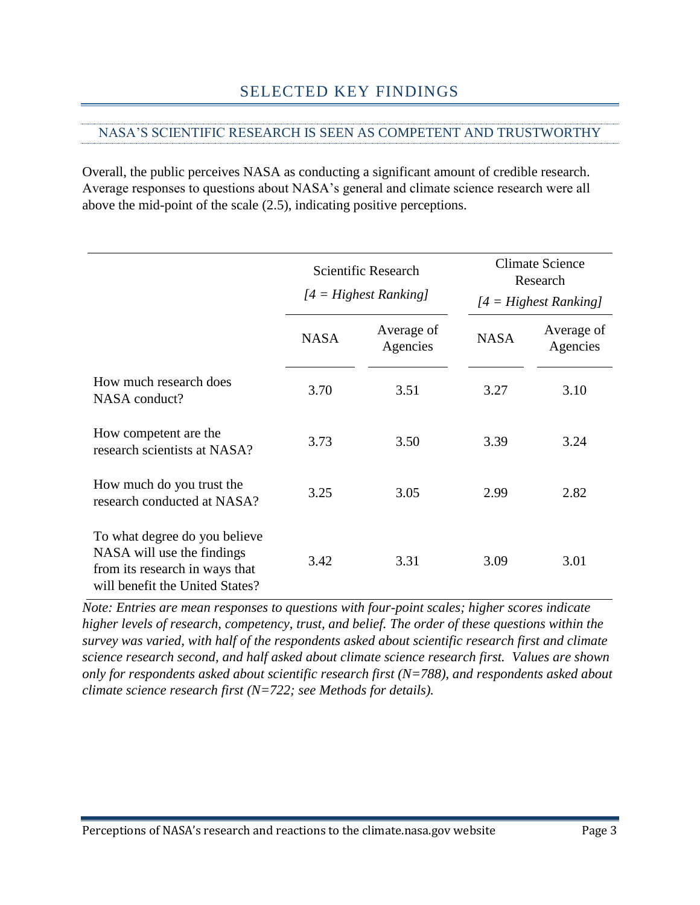# SELECTED KEY FINDINGS

## NASA'S SCIENTIFIC RESEARCH IS SEEN AS COMPETENT AND TRUSTWORTHY

Overall, the public perceives NASA as conducting a significant amount of credible research. Average responses to questions about NASA's general and climate science research were all above the mid-point of the scale (2.5), indicating positive perceptions.

| | Scientific Research *[4 = Highest Ranking]* | | Climate Science Research *[4 = Highest Ranking]* | |
|---|---|---|---|---|
| | NASA | Average of Agencies | NASA | Average of Agencies |
| How much research does NASA conduct? | 3.70 | 3.51 | 3.27 | 3.10 |
| How competent are the research scientists at NASA? | 3.73 | 3.50 | 3.39 | 3.24 |
| How much do you trust the research conducted at NASA? | 3.25 | 3.05 | 2.99 | 2.82 |
| To what degree do you believe NASA will use the findings from its research in ways that will benefit the United States? | 3.42 | 3.31 | 3.09 | 3.01 |

*Note: Entries are mean responses to questions with four-point scales; higher scores indicate higher levels of research, competency, trust, and belief. The order of these questions within the survey was varied, with half of the respondents asked about scientific research first and climate science research second, and half asked about climate science research first. Values are shown only for respondents asked about scientific research first (N=788), and respondents asked about climate science research first (N=722; see Methods for details).*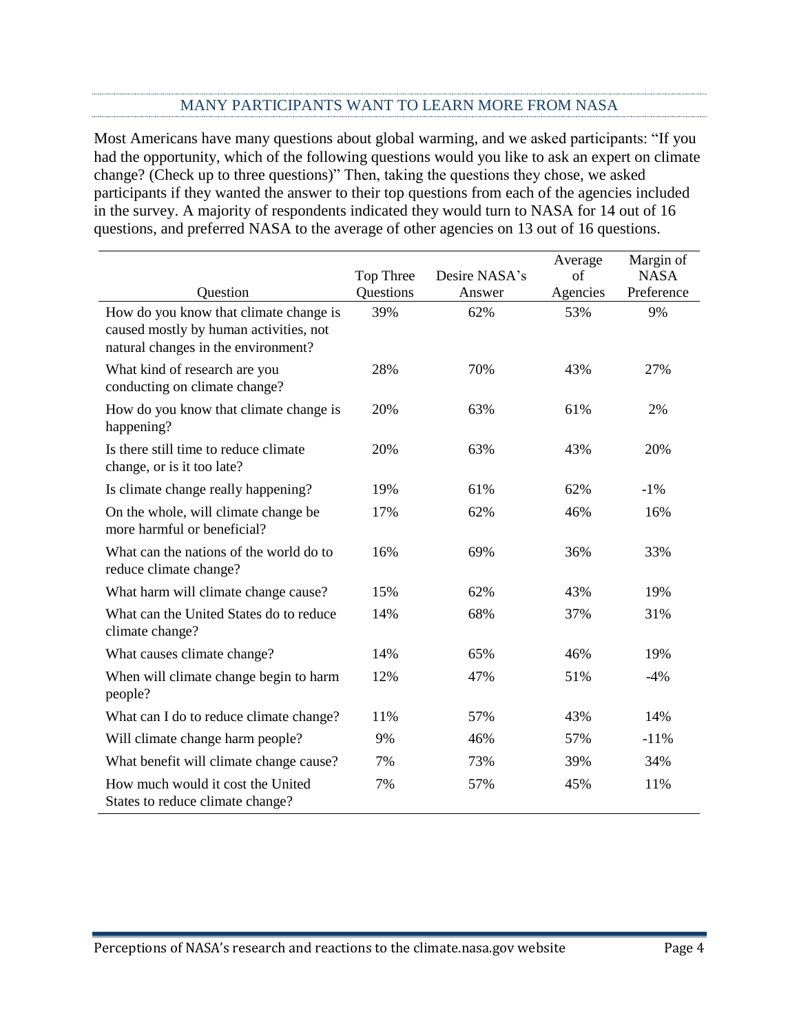## MANY PARTICIPANTS WANT TO LEARN MORE FROM NASA

Most Americans have many questions about global warming, and we asked participants: "If you had the opportunity, which of the following questions would you like to ask an expert on climate change? (Check up to three questions)" Then, taking the questions they chose, we asked participants if they wanted the answer to their top questions from each of the agencies included in the survey. A majority of respondents indicated they would turn to NASA for 14 out of 16 questions, and preferred NASA to the average of other agencies on 13 out of 16 questions.

| Question | Top Three Questions | Desire NASA's Answer | Average of Agencies | Margin of NASA Preference |
|---|---|---|---|---|
| How do you know that climate change is caused mostly by human activities, not natural changes in the environment? | 39% | 62% | 53% | 9% |
| What kind of research are you conducting on climate change? | 28% | 70% | 43% | 27% |
| How do you know that climate change is happening? | 20% | 63% | 61% | 2% |
| Is there still time to reduce climate change, or is it too late? | 20% | 63% | 43% | 20% |
| Is climate change really happening? | 19% | 61% | 62% | -1% |
| On the whole, will climate change be more harmful or beneficial? | 17% | 62% | 46% | 16% |
| What can the nations of the world do to reduce climate change? | 16% | 69% | 36% | 33% |
| What harm will climate change cause? | 15% | 62% | 43% | 19% |
| What can the United States do to reduce climate change? | 14% | 68% | 37% | 31% |
| What causes climate change? | 14% | 65% | 46% | 19% |
| When will climate change begin to harm people? | 12% | 47% | 51% | -4% |
| What can I do to reduce climate change? | 11% | 57% | 43% | 14% |
| Will climate change harm people? | 9% | 46% | 57% | -11% |
| What benefit will climate change cause? | 7% | 73% | 39% | 34% |
| How much would it cost the United States to reduce climate change? | 7% | 57% | 45% | 11% |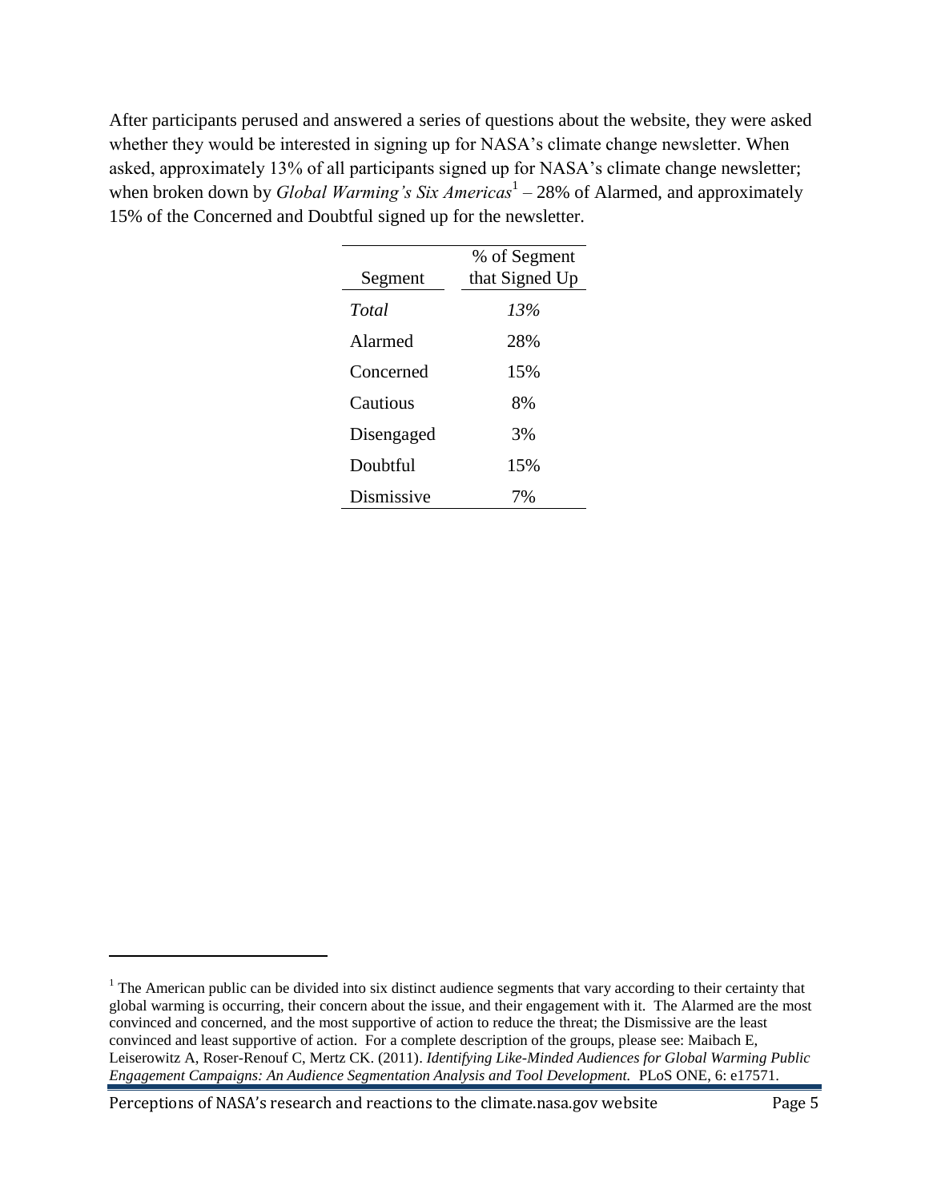After participants perused and answered a series of questions about the website, they were asked whether they would be interested in signing up for NASA's climate change newsletter. When asked, approximately 13% of all participants signed up for NASA's climate change newsletter; when broken down by *Global Warming's Six Americas*[1] – 28% of Alarmed, and approximately 15% of the Concerned and Doubtful signed up for the newsletter.

| Segment | % of Segment that Signed Up |
|---|---|
| *Total* | *13%* |
| Alarmed | 28% |
| Concerned | 15% |
| Cautious | 8% |
| Disengaged | 3% |
| Doubtful | 15% |
| Dismissive | 7% |

[1] The American public can be divided into six distinct audience segments that vary according to their certainty that global warming is occurring, their concern about the issue, and their engagement with it. The Alarmed are the most convinced and concerned, and the most supportive of action to reduce the threat; the Dismissive are the least convinced and least supportive of action. For a complete description of the groups, please see: Maibach E, Leiserowitz A, Roser-Renouf C, Mertz CK. (2011). *Identifying Like-Minded Audiences for Global Warming Public Engagement Campaigns: An Audience Segmentation Analysis and Tool Development.* PLoS ONE, 6: e17571.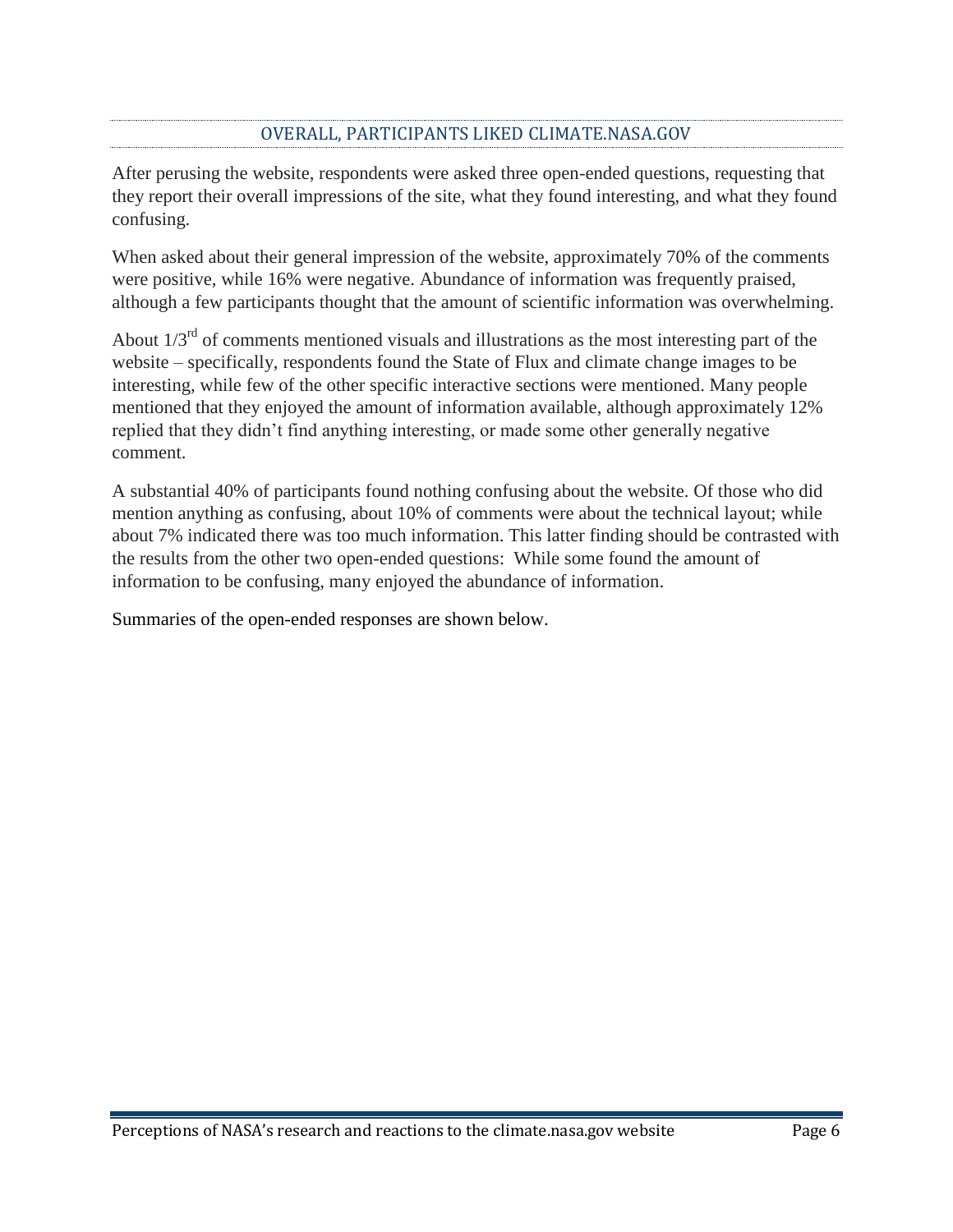## OVERALL, PARTICIPANTS LIKED CLIMATE.NASA.GOV

After perusing the website, respondents were asked three open-ended questions, requesting that they report their overall impressions of the site, what they found interesting, and what they found confusing.

When asked about their general impression of the website, approximately 70% of the comments were positive, while 16% were negative. Abundance of information was frequently praised, although a few participants thought that the amount of scientific information was overwhelming.

About 1/3rd of comments mentioned visuals and illustrations as the most interesting part of the website – specifically, respondents found the State of Flux and climate change images to be interesting, while few of the other specific interactive sections were mentioned. Many people mentioned that they enjoyed the amount of information available, although approximately 12% replied that they didn't find anything interesting, or made some other generally negative comment.

A substantial 40% of participants found nothing confusing about the website. Of those who did mention anything as confusing, about 10% of comments were about the technical layout; while about 7% indicated there was too much information. This latter finding should be contrasted with the results from the other two open-ended questions: While some found the amount of information to be confusing, many enjoyed the abundance of information.

Summaries of the open-ended responses are shown below.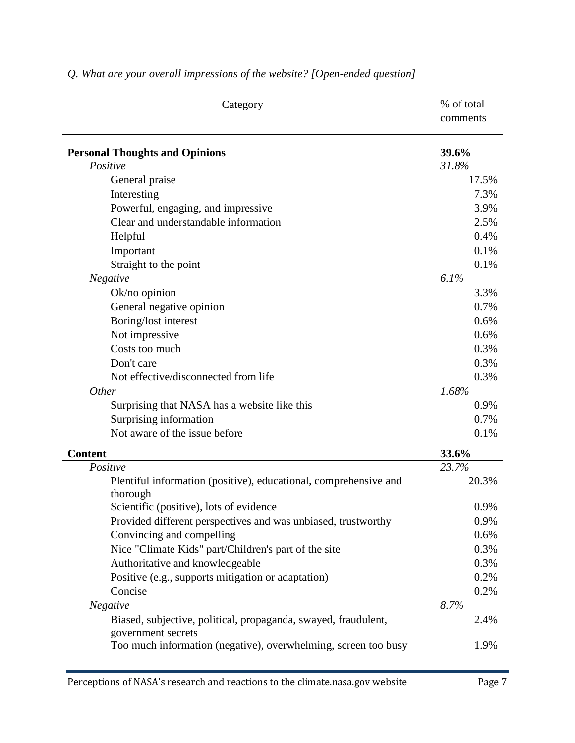*Q. What are your overall impressions of the website? [Open-ended question]*

| Category | % of total comments |
|---|---|
| **Personal Thoughts and Opinions** | **39.6%** |
| *Positive* | *31.8%* |
| General praise | 17.5% |
| Interesting | 7.3% |
| Powerful, engaging, and impressive | 3.9% |
| Clear and understandable information | 2.5% |
| Helpful | 0.4% |
| Important | 0.1% |
| Straight to the point | 0.1% |
| *Negative* | *6.1%* |
| Ok/no opinion | 3.3% |
| General negative opinion | 0.7% |
| Boring/lost interest | 0.6% |
| Not impressive | 0.6% |
| Costs too much | 0.3% |
| Don't care | 0.3% |
| Not effective/disconnected from life | 0.3% |
| *Other* | *1.68%* |
| Surprising that NASA has a website like this | 0.9% |
| Surprising information | 0.7% |
| Not aware of the issue before | 0.1% |
| **Content** | **33.6%** |
| *Positive* | *23.7%* |
| Plentiful information (positive), educational, comprehensive and thorough | 20.3% |
| Scientific (positive), lots of evidence | 0.9% |
| Provided different perspectives and was unbiased, trustworthy | 0.9% |
| Convincing and compelling | 0.6% |
| Nice "Climate Kids" part/Children's part of the site | 0.3% |
| Authoritative and knowledgeable | 0.3% |
| Positive (e.g., supports mitigation or adaptation) | 0.2% |
| Concise | 0.2% |
| *Negative* | *8.7%* |
| Biased, subjective, political, propaganda, swayed, fraudulent, government secrets | 2.4% |
| Too much information (negative), overwhelming, screen too busy | 1.9% |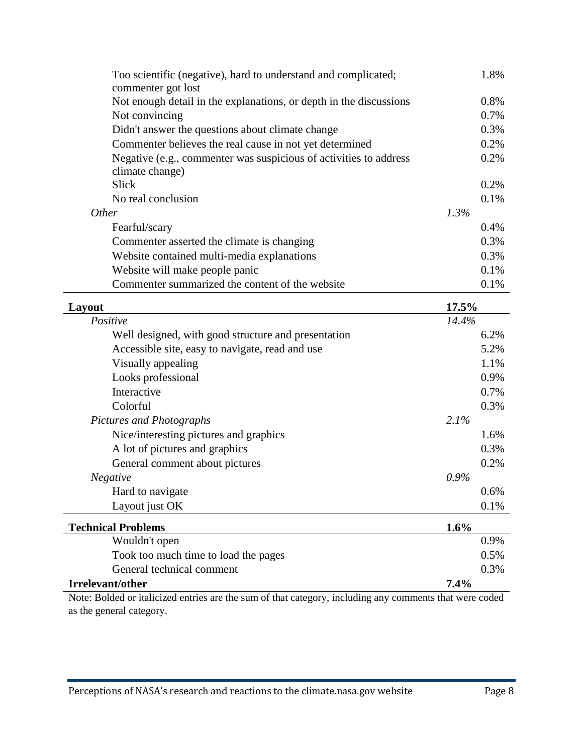| | | |
|---|---|---|
| Too scientific (negative), hard to understand and complicated; commenter got lost | | 1.8% |
| Not enough detail in the explanations, or depth in the discussions | | 0.8% |
| Not convincing | | 0.7% |
| Didn't answer the questions about climate change | | 0.3% |
| Commenter believes the real cause in not yet determined | | 0.2% |
| Negative (e.g., commenter was suspicious of activities to address climate change) | | 0.2% |
| Slick | | 0.2% |
| No real conclusion | | 0.1% |
| *Other* | *1.3%* | |
| Fearful/scary | | 0.4% |
| Commenter asserted the climate is changing | | 0.3% |
| Website contained multi-media explanations | | 0.3% |
| Website will make people panic | | 0.1% |
| Commenter summarized the content of the website | | 0.1% |
| **Layout** | **17.5%** | |
| *Positive* | *14.4%* | |
| Well designed, with good structure and presentation | | 6.2% |
| Accessible site, easy to navigate, read and use | | 5.2% |
| Visually appealing | | 1.1% |
| Looks professional | | 0.9% |
| Interactive | | 0.7% |
| Colorful | | 0.3% |
| *Pictures and Photographs* | *2.1%* | |
| Nice/interesting pictures and graphics | | 1.6% |
| A lot of pictures and graphics | | 0.3% |
| General comment about pictures | | 0.2% |
| *Negative* | *0.9%* | |
| Hard to navigate | | 0.6% |
| Layout just OK | | 0.1% |
| **Technical Problems** | **1.6%** | |
| Wouldn't open | | 0.9% |
| Took too much time to load the pages | | 0.5% |
| General technical comment | | 0.3% |
| **Irrelevant/other** | **7.4%** | |

Note: Bolded or italicized entries are the sum of that category, including any comments that were coded as the general category.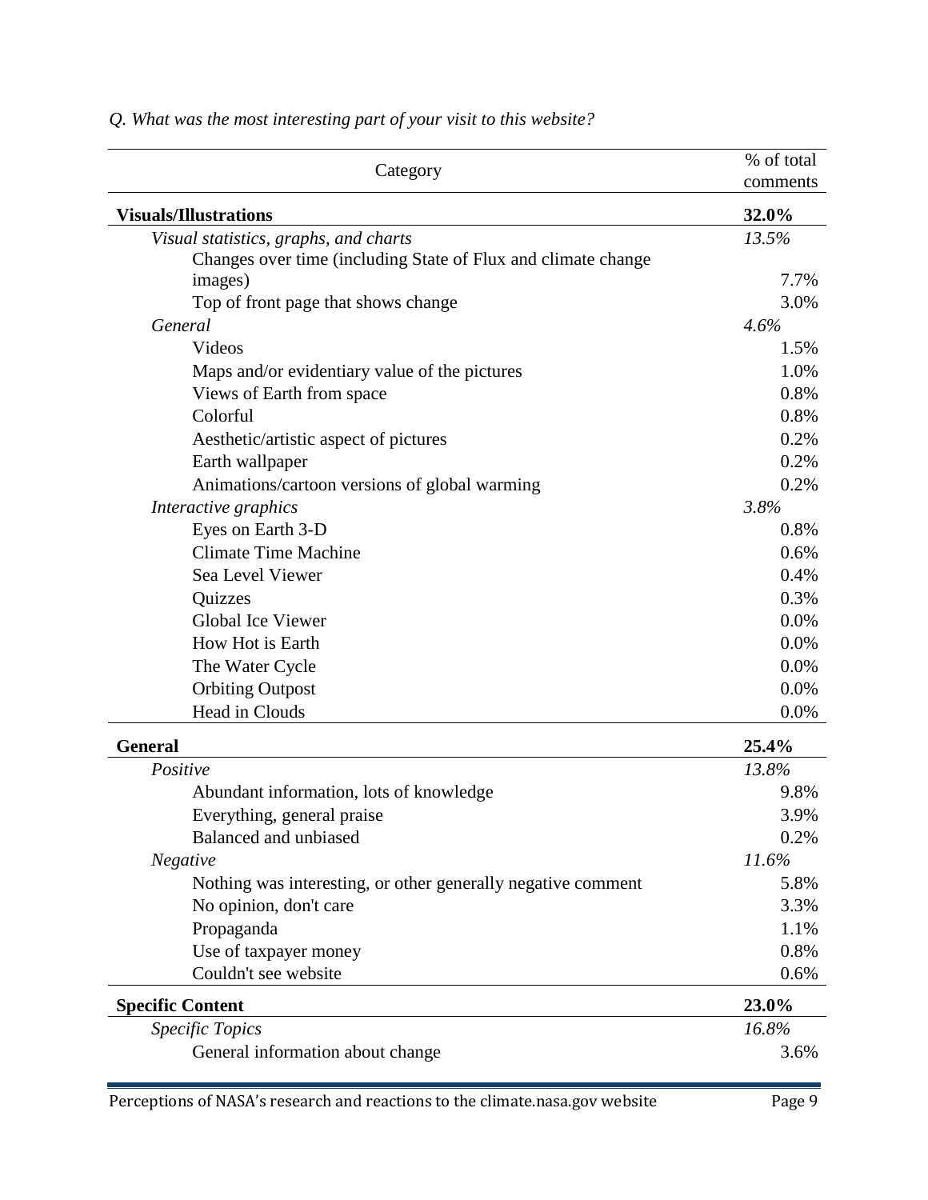*Q. What was the most interesting part of your visit to this website?*

| Category | % of total comments |
|---|---|
| **Visuals/Illustrations** | **32.0%** |
| *Visual statistics, graphs, and charts* | *13.5%* |
| Changes over time (including State of Flux and climate change images) | 7.7% |
| Top of front page that shows change | 3.0% |
| *General* | *4.6%* |
| Videos | 1.5% |
| Maps and/or evidentiary value of the pictures | 1.0% |
| Views of Earth from space | 0.8% |
| Colorful | 0.8% |
| Aesthetic/artistic aspect of pictures | 0.2% |
| Earth wallpaper | 0.2% |
| Animations/cartoon versions of global warming | 0.2% |
| *Interactive graphics* | *3.8%* |
| Eyes on Earth 3-D | 0.8% |
| Climate Time Machine | 0.6% |
| Sea Level Viewer | 0.4% |
| Quizzes | 0.3% |
| Global Ice Viewer | 0.0% |
| How Hot is Earth | 0.0% |
| The Water Cycle | 0.0% |
| Orbiting Outpost | 0.0% |
| Head in Clouds | 0.0% |
| **General** | **25.4%** |
| *Positive* | *13.8%* |
| Abundant information, lots of knowledge | 9.8% |
| Everything, general praise | 3.9% |
| Balanced and unbiased | 0.2% |
| *Negative* | *11.6%* |
| Nothing was interesting, or other generally negative comment | 5.8% |
| No opinion, don't care | 3.3% |
| Propaganda | 1.1% |
| Use of taxpayer money | 0.8% |
| Couldn't see website | 0.6% |
| **Specific Content** | **23.0%** |
| *Specific Topics* | *16.8%* |
| General information about change | 3.6% |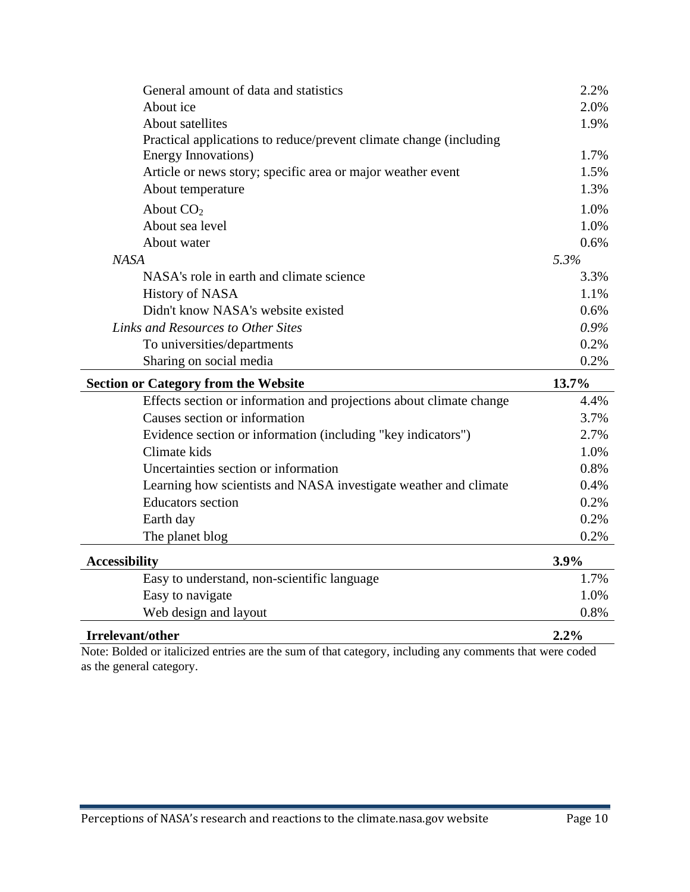| | |
|---|---|
| General amount of data and statistics | 2.2% |
| About ice | 2.0% |
| About satellites | 1.9% |
| Practical applications to reduce/prevent climate change (including Energy Innovations) | 1.7% |
| Article or news story; specific area or major weather event | 1.5% |
| About temperature | 1.3% |
| About $CO_2$ | 1.0% |
| About sea level | 1.0% |
| About water | 0.6% |
| *NASA* | *5.3%* |
| NASA's role in earth and climate science | 3.3% |
| History of NASA | 1.1% |
| Didn't know NASA's website existed | 0.6% |
| *Links and Resources to Other Sites* | *0.9%* |
| To universities/departments | 0.2% |
| Sharing on social media | 0.2% |
| **Section or Category from the Website** | **13.7%** |
| Effects section or information and projections about climate change | 4.4% |
| Causes section or information | 3.7% |
| Evidence section or information (including "key indicators") | 2.7% |
| Climate kids | 1.0% |
| Uncertainties section or information | 0.8% |
| Learning how scientists and NASA investigate weather and climate | 0.4% |
| Educators section | 0.2% |
| Earth day | 0.2% |
| The planet blog | 0.2% |
| **Accessibility** | **3.9%** |
| Easy to understand, non-scientific language | 1.7% |
| Easy to navigate | 1.0% |
| Web design and layout | 0.8% |
| **Irrelevant/other** | **2.2%** |

Note: Bolded or italicized entries are the sum of that category, including any comments that were coded as the general category.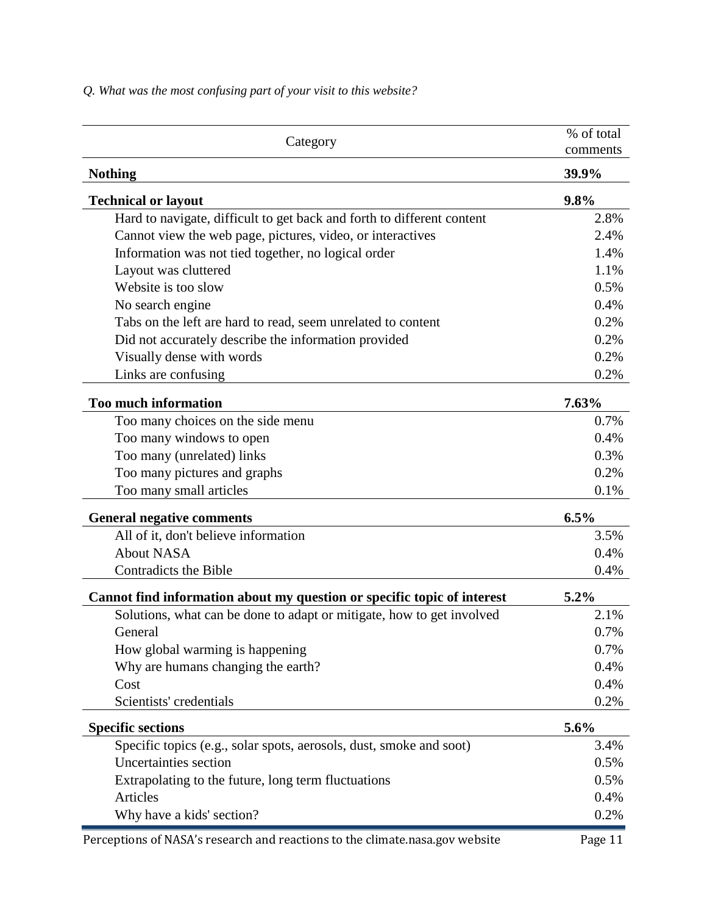*Q. What was the most confusing part of your visit to this website?*

| Category | % of total comments |
|---|---|
| **Nothing** | **39.9%** |
| **Technical or layout** | **9.8%** |
| Hard to navigate, difficult to get back and forth to different content | 2.8% |
| Cannot view the web page, pictures, video, or interactives | 2.4% |
| Information was not tied together, no logical order | 1.4% |
| Layout was cluttered | 1.1% |
| Website is too slow | 0.5% |
| No search engine | 0.4% |
| Tabs on the left are hard to read, seem unrelated to content | 0.2% |
| Did not accurately describe the information provided | 0.2% |
| Visually dense with words | 0.2% |
| Links are confusing | 0.2% |
| **Too much information** | **7.63%** |
| Too many choices on the side menu | 0.7% |
| Too many windows to open | 0.4% |
| Too many (unrelated) links | 0.3% |
| Too many pictures and graphs | 0.2% |
| Too many small articles | 0.1% |
| **General negative comments** | **6.5%** |
| All of it, don't believe information | 3.5% |
| About NASA | 0.4% |
| Contradicts the Bible | 0.4% |
| **Cannot find information about my question or specific topic of interest** | **5.2%** |
| Solutions, what can be done to adapt or mitigate, how to get involved | 2.1% |
| General | 0.7% |
| How global warming is happening | 0.7% |
| Why are humans changing the earth? | 0.4% |
| Cost | 0.4% |
| Scientists' credentials | 0.2% |
| **Specific sections** | **5.6%** |
| Specific topics (e.g., solar spots, aerosols, dust, smoke and soot) | 3.4% |
| Uncertainties section | 0.5% |
| Extrapolating to the future, long term fluctuations | 0.5% |
| Articles | 0.4% |
| Why have a kids' section? | 0.2% |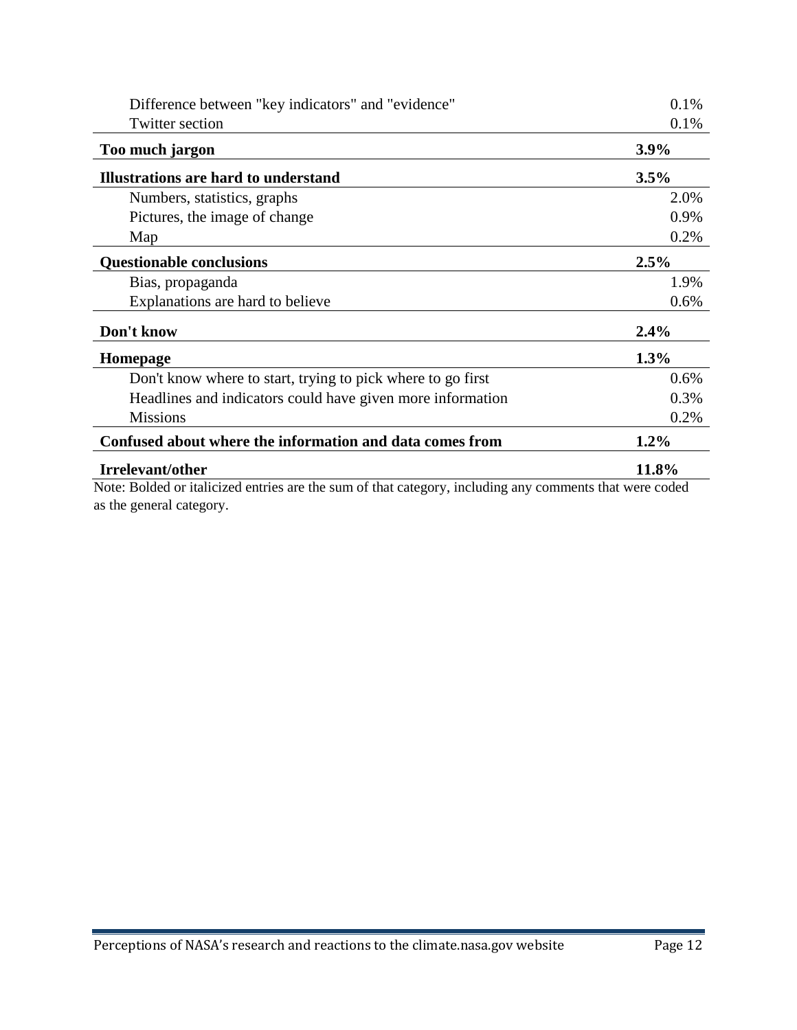| | |
|---|---|
| Difference between "key indicators" and "evidence" | 0.1% |
| Twitter section | 0.1% |
| **Too much jargon** | **3.9%** |
| **Illustrations are hard to understand** | **3.5%** |
| Numbers, statistics, graphs | 2.0% |
| Pictures, the image of change | 0.9% |
| Map | 0.2% |
| **Questionable conclusions** | **2.5%** |
| Bias, propaganda | 1.9% |
| Explanations are hard to believe | 0.6% |
| **Don't know** | **2.4%** |
| **Homepage** | **1.3%** |
| Don't know where to start, trying to pick where to go first | 0.6% |
| Headlines and indicators could have given more information | 0.3% |
| Missions | 0.2% |
| **Confused about where the information and data comes from** | **1.2%** |
| **Irrelevant/other** | **11.8%** |

Note: Bolded or italicized entries are the sum of that category, including any comments that were coded as the general category.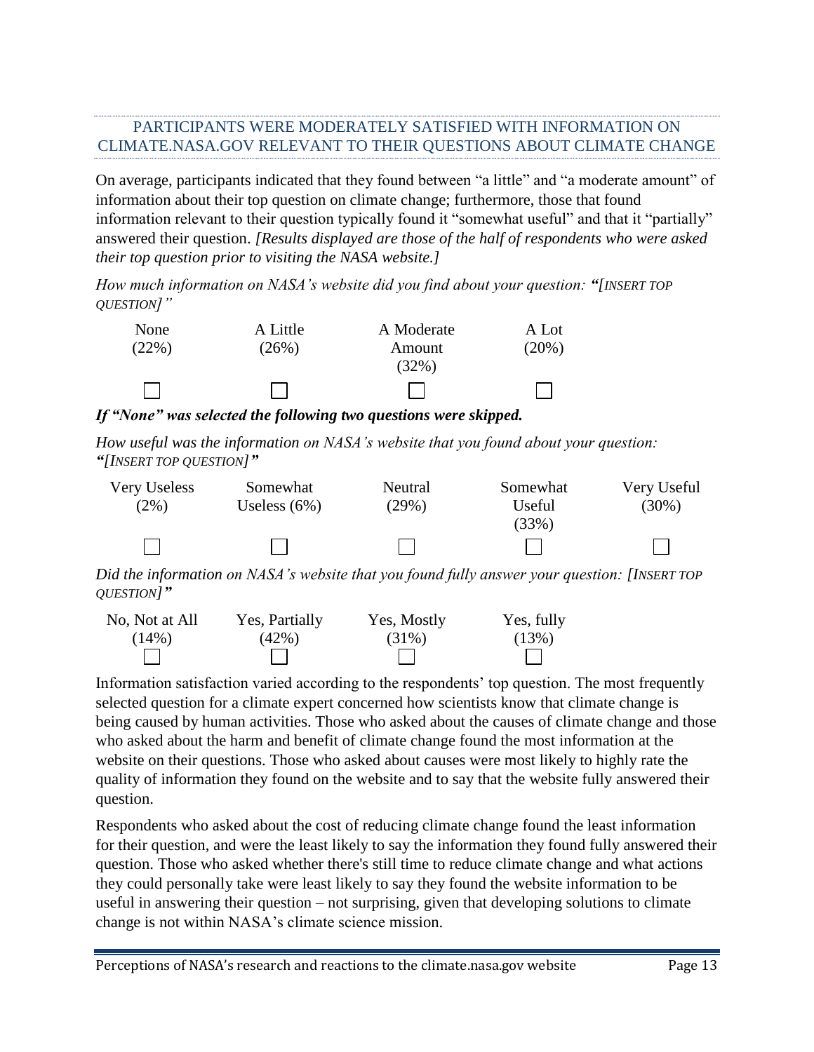## PARTICIPANTS WERE MODERATELY SATISFIED WITH INFORMATION ON CLIMATE.NASA.GOV RELEVANT TO THEIR QUESTIONS ABOUT CLIMATE CHANGE

On average, participants indicated that they found between "a little" and "a moderate amount" of information about their top question on climate change; furthermore, those that found information relevant to their question typically found it "somewhat useful" and that it "partially" answered their question. *[Results displayed are those of the half of respondents who were asked their top question prior to visiting the NASA website.]*

*How much information on NASA's website did you find about your question: "[INSERT TOP QUESTION]"*

| None (22%) | A Little (26%) | A Moderate Amount (32%) | A Lot (20%) |
|---|---|---|---|
| ☐ | ☐ | ☐ | ☐ |

***If "None" was selected the following two questions were skipped.***

*How useful was the information on NASA's website that you found about your question: "[INSERT TOP QUESTION]"*

| Very Useless (2%) | Somewhat Useless (6%) | Neutral (29%) | Somewhat Useful (33%) | Very Useful (30%) |
|---|---|---|---|---|
| ☐ | ☐ | ☐ | ☐ | ☐ |

*Did the information on NASA's website that you found fully answer your question: [INSERT TOP QUESTION]"*

| No, Not at All (14%) | Yes, Partially (42%) | Yes, Mostly (31%) | Yes, fully (13%) |
|---|---|---|---|
| ☐ | ☐ | ☐ | ☐ |

Information satisfaction varied according to the respondents' top question. The most frequently selected question for a climate expert concerned how scientists know that climate change is being caused by human activities. Those who asked about the causes of climate change and those who asked about the harm and benefit of climate change found the most information at the website on their questions. Those who asked about causes were most likely to highly rate the quality of information they found on the website and to say that the website fully answered their question.

Respondents who asked about the cost of reducing climate change found the least information for their question, and were the least likely to say the information they found fully answered their question. Those who asked whether there's still time to reduce climate change and what actions they could personally take were least likely to say they found the website information to be useful in answering their question – not surprising, given that developing solutions to climate change is not within NASA's climate science mission.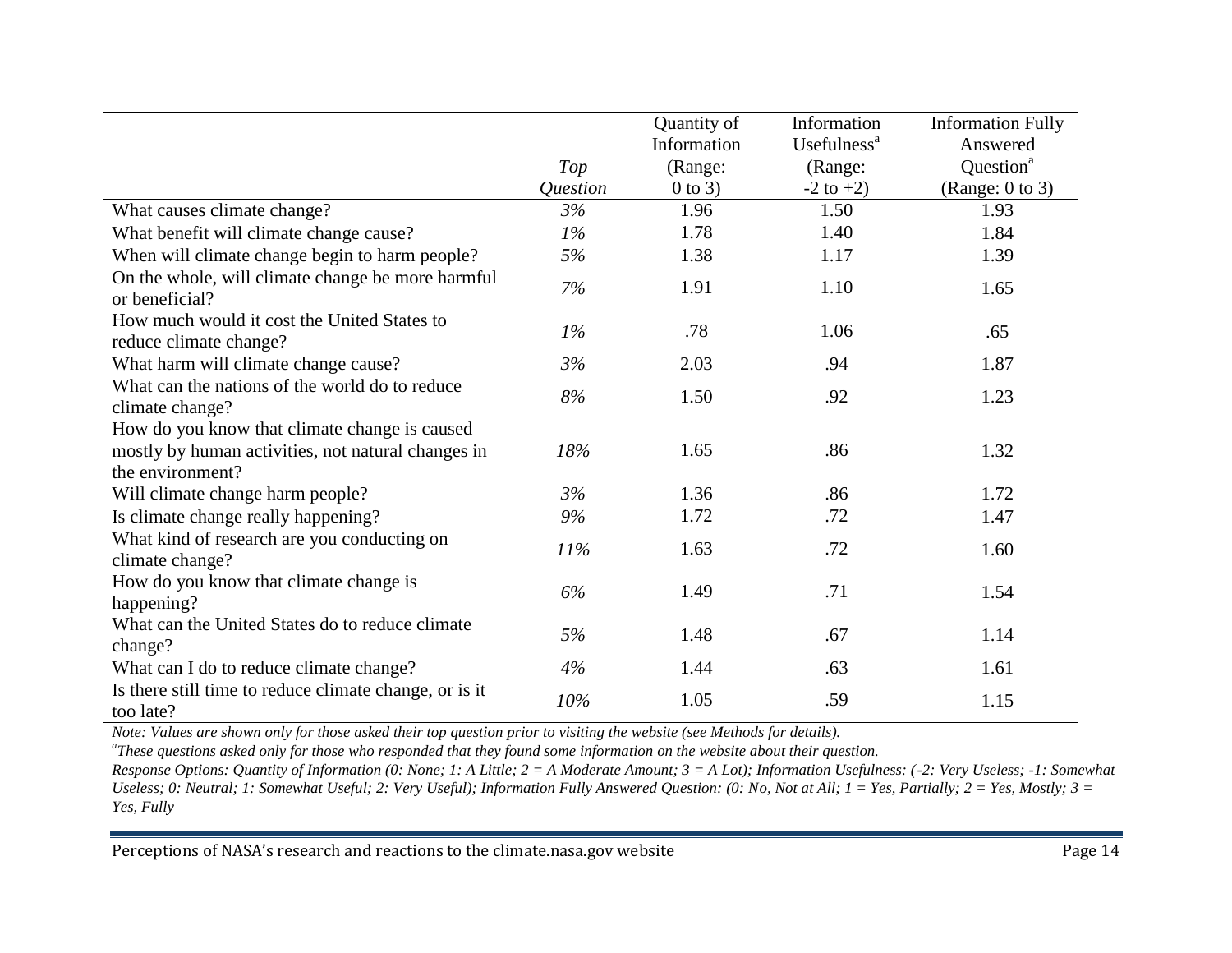| | *Top Question* | Quantity of Information (Range: 0 to 3) | Information Usefulness[a] (Range: -2 to +2) | Information Fully Answered Question[a] (Range: 0 to 3) |
|---|---|---|---|---|
| What causes climate change? | *3%* | 1.96 | 1.50 | 1.93 |
| What benefit will climate change cause? | *1%* | 1.78 | 1.40 | 1.84 |
| When will climate change begin to harm people? | *5%* | 1.38 | 1.17 | 1.39 |
| On the whole, will climate change be more harmful or beneficial? | *7%* | 1.91 | 1.10 | 1.65 |
| How much would it cost the United States to reduce climate change? | *1%* | .78 | 1.06 | .65 |
| What harm will climate change cause? | *3%* | 2.03 | .94 | 1.87 |
| What can the nations of the world do to reduce climate change? | *8%* | 1.50 | .92 | 1.23 |
| How do you know that climate change is caused mostly by human activities, not natural changes in the environment? | *18%* | 1.65 | .86 | 1.32 |
| Will climate change harm people? | *3%* | 1.36 | .86 | 1.72 |
| Is climate change really happening? | *9%* | 1.72 | .72 | 1.47 |
| What kind of research are you conducting on climate change? | *11%* | 1.63 | .72 | 1.60 |
| How do you know that climate change is happening? | *6%* | 1.49 | .71 | 1.54 |
| What can the United States do to reduce climate change? | *5%* | 1.48 | .67 | 1.14 |
| What can I do to reduce climate change? | *4%* | 1.44 | .63 | 1.61 |
| Is there still time to reduce climate change, or is it too late? | *10%* | 1.05 | .59 | 1.15 |

*Note: Values are shown only for those asked their top question prior to visiting the website (see Methods for details).*

*[a]These questions asked only for those who responded that they found some information on the website about their question.*

*Response Options: Quantity of Information (0: None; 1: A Little; 2 = A Moderate Amount; 3 = A Lot); Information Usefulness: (-2: Very Useless; -1: Somewhat Useless; 0: Neutral; 1: Somewhat Useful; 2: Very Useful); Information Fully Answered Question: (0: No, Not at All; 1 = Yes, Partially; 2 = Yes, Mostly; 3 = Yes, Fully*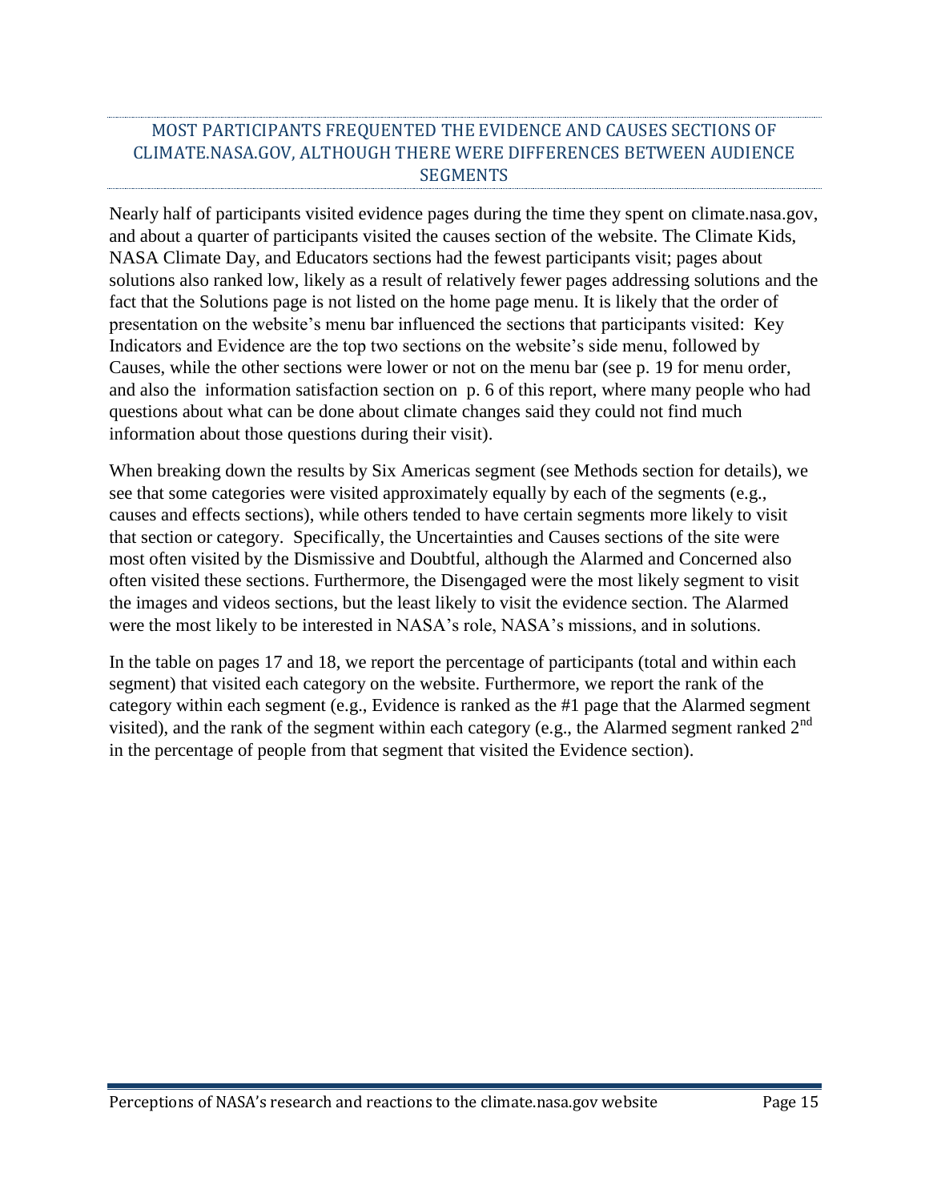## MOST PARTICIPANTS FREQUENTED THE EVIDENCE AND CAUSES SECTIONS OF CLIMATE.NASA.GOV, ALTHOUGH THERE WERE DIFFERENCES BETWEEN AUDIENCE SEGMENTS

Nearly half of participants visited evidence pages during the time they spent on climate.nasa.gov, and about a quarter of participants visited the causes section of the website. The Climate Kids, NASA Climate Day, and Educators sections had the fewest participants visit; pages about solutions also ranked low, likely as a result of relatively fewer pages addressing solutions and the fact that the Solutions page is not listed on the home page menu. It is likely that the order of presentation on the website's menu bar influenced the sections that participants visited: Key Indicators and Evidence are the top two sections on the website's side menu, followed by Causes, while the other sections were lower or not on the menu bar (see p. 19 for menu order, and also the information satisfaction section on p. 6 of this report, where many people who had questions about what can be done about climate changes said they could not find much information about those questions during their visit).

When breaking down the results by Six Americas segment (see Methods section for details), we see that some categories were visited approximately equally by each of the segments (e.g., causes and effects sections), while others tended to have certain segments more likely to visit that section or category. Specifically, the Uncertainties and Causes sections of the site were most often visited by the Dismissive and Doubtful, although the Alarmed and Concerned also often visited these sections. Furthermore, the Disengaged were the most likely segment to visit the images and videos sections, but the least likely to visit the evidence section. The Alarmed were the most likely to be interested in NASA's role, NASA's missions, and in solutions.

In the table on pages 17 and 18, we report the percentage of participants (total and within each segment) that visited each category on the website. Furthermore, we report the rank of the category within each segment (e.g., Evidence is ranked as the #1 page that the Alarmed segment visited), and the rank of the segment within each category (e.g., the Alarmed segment ranked 2nd in the percentage of people from that segment that visited the Evidence section).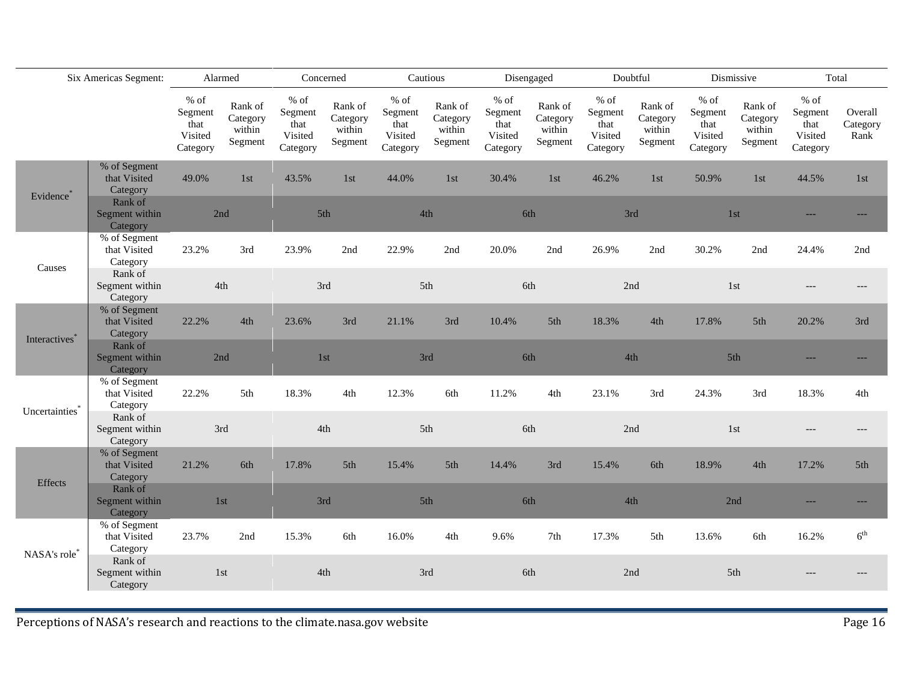| Six Americas Segment: | | Alarmed | | Concerned | | Cautious | | Disengaged | | Doubtful | | Dismissive | | Total | |
|---|---|---|---|---|---|---|---|---|---|---|---|---|---|---|---|
| | | % of Segment that Visited Category | Rank of Category within Segment | % of Segment that Visited Category | Rank of Category within Segment | % of Segment that Visited Category | Rank of Category within Segment | % of Segment that Visited Category | Rank of Category within Segment | % of Segment that Visited Category | Rank of Category within Segment | % of Segment that Visited Category | Rank of Category within Segment | % of Segment that Visited Category | Overall Category Rank |
| Evidence* | % of Segment that Visited Category | 49.0% | 1st | 43.5% | 1st | 44.0% | 1st | 30.4% | 1st | 46.2% | 1st | 50.9% | 1st | 44.5% | 1st |
| | Rank of Segment within Category | 2nd | | 5th | | 4th | | 6th | | 3rd | | 1st | | --- | --- |
| Causes | % of Segment that Visited Category | 23.2% | 3rd | 23.9% | 2nd | 22.9% | 2nd | 20.0% | 2nd | 26.9% | 2nd | 30.2% | 2nd | 24.4% | 2nd |
| | Rank of Segment within Category | 4th | | 3rd | | 5th | | 6th | | 2nd | | 1st | | --- | --- |
| Interactives* | % of Segment that Visited Category | 22.2% | 4th | 23.6% | 3rd | 21.1% | 3rd | 10.4% | 5th | 18.3% | 4th | 17.8% | 5th | 20.2% | 3rd |
| | Rank of Segment within Category | 2nd | | 1st | | 3rd | | 6th | | 4th | | 5th | | --- | --- |
| Uncertainties* | % of Segment that Visited Category | 22.2% | 5th | 18.3% | 4th | 12.3% | 6th | 11.2% | 4th | 23.1% | 3rd | 24.3% | 3rd | 18.3% | 4th |
| | Rank of Segment within Category | 3rd | | 4th | | 5th | | 6th | | 2nd | | 1st | | --- | --- |
| Effects | % of Segment that Visited Category | 21.2% | 6th | 17.8% | 5th | 15.4% | 5th | 14.4% | 3rd | 15.4% | 6th | 18.9% | 4th | 17.2% | 5th |
| | Rank of Segment within Category | 1st | | 3rd | | 5th | | 6th | | 4th | | 2nd | | --- | --- |
| NASA's role* | % of Segment that Visited Category | 23.7% | 2nd | 15.3% | 6th | 16.0% | 4th | 9.6% | 7th | 17.3% | 5th | 13.6% | 6th | 16.2% | 6th |
| | Rank of Segment within Category | 1st | | 4th | | 3rd | | 6th | | 2nd | | 5th | | --- | --- |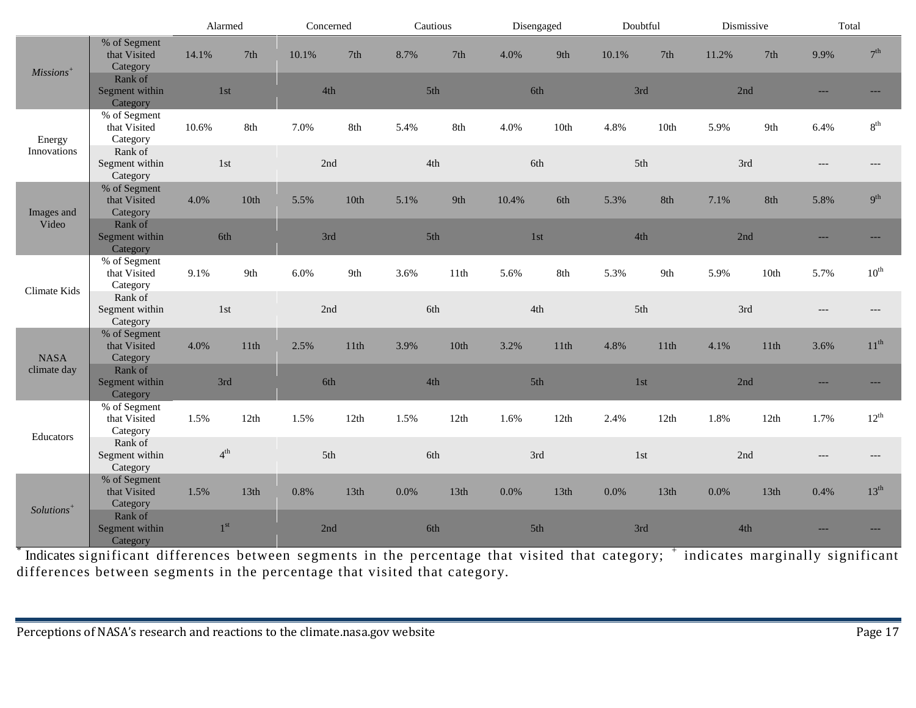| | | Alarmed | | Concerned | | Cautious | | Disengaged | | Doubtful | | Dismissive | | Total | |
|---|---|---|---|---|---|---|---|---|---|---|---|---|---|---|---|
| *Missions*+ | % of Segment that Visited Category | 14.1% | 7th | 10.1% | 7th | 8.7% | 7th | 4.0% | 9th | 10.1% | 7th | 11.2% | 7th | 9.9% | 7th |
| | Rank of Segment within Category | 1st | | 4th | | 5th | | 6th | | 3rd | | 2nd | | --- | --- |
| Energy Innovations | % of Segment that Visited Category | 10.6% | 8th | 7.0% | 8th | 5.4% | 8th | 4.0% | 10th | 4.8% | 10th | 5.9% | 9th | 6.4% | 8th |
| | Rank of Segment within Category | 1st | | 2nd | | 4th | | 6th | | 5th | | 3rd | | --- | --- |
| Images and Video | % of Segment that Visited Category | 4.0% | 10th | 5.5% | 10th | 5.1% | 9th | 10.4% | 6th | 5.3% | 8th | 7.1% | 8th | 5.8% | 9th |
| | Rank of Segment within Category | 6th | | 3rd | | 5th | | 1st | | 4th | | 2nd | | --- | --- |
| Climate Kids | % of Segment that Visited Category | 9.1% | 9th | 6.0% | 9th | 3.6% | 11th | 5.6% | 8th | 5.3% | 9th | 5.9% | 10th | 5.7% | 10th |
| | Rank of Segment within Category | 1st | | 2nd | | 6th | | 4th | | 5th | | 3rd | | --- | --- |
| NASA climate day | % of Segment that Visited Category | 4.0% | 11th | 2.5% | 11th | 3.9% | 10th | 3.2% | 11th | 4.8% | 11th | 4.1% | 11th | 3.6% | 11th |
| | Rank of Segment within Category | 3rd | | 6th | | 4th | | 5th | | 1st | | 2nd | | --- | --- |
| Educators | % of Segment that Visited Category | 1.5% | 12th | 1.5% | 12th | 1.5% | 12th | 1.6% | 12th | 2.4% | 12th | 1.8% | 12th | 1.7% | 12th |
| | Rank of Segment within Category | 4th | | 5th | | 6th | | 3rd | | 1st | | 2nd | | --- | --- |
| *Solutions*+ | % of Segment that Visited Category | 1.5% | 13th | 0.8% | 13th | 0.0% | 13th | 0.0% | 13th | 0.0% | 13th | 0.0% | 13th | 0.4% | 13th |
| | Rank of Segment within Category | 1st | | 2nd | | 6th | | 5th | | 3rd | | 4th | | --- | --- |

* Indicates significant differences between segments in the percentage that visited that category; + indicates marginally significant differences between segments in the percentage that visited that category.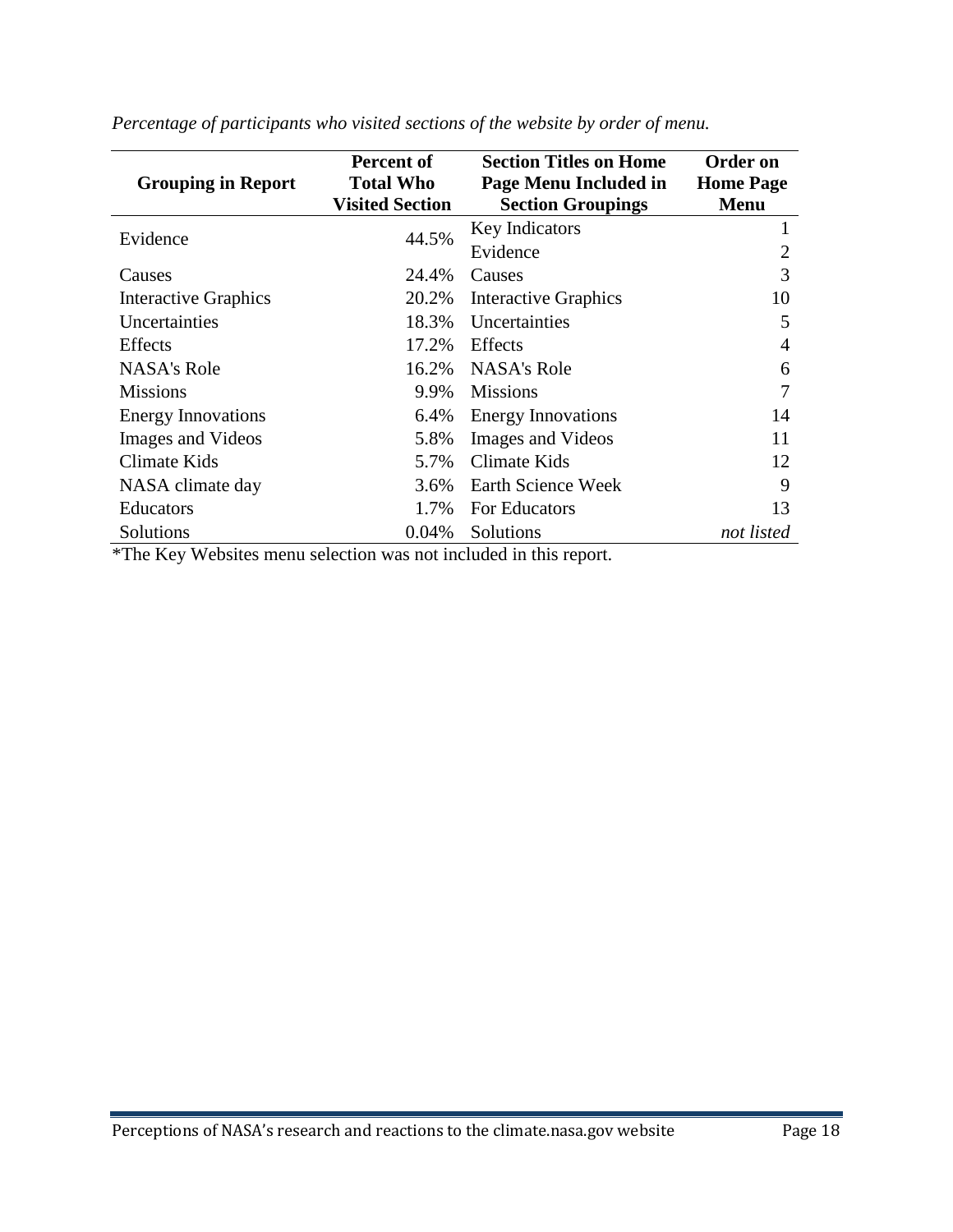*Percentage of participants who visited sections of the website by order of menu.*

| Grouping in Report | Percent of Total Who Visited Section | Section Titles on Home Page Menu Included in Section Groupings | Order on Home Page Menu |
|---|---|---|---|
| Evidence | 44.5% | Key Indicators | 1 |
| | | Evidence | 2 |
| Causes | 24.4% | Causes | 3 |
| Interactive Graphics | 20.2% | Interactive Graphics | 10 |
| Uncertainties | 18.3% | Uncertainties | 5 |
| Effects | 17.2% | Effects | 4 |
| NASA's Role | 16.2% | NASA's Role | 6 |
| Missions | 9.9% | Missions | 7 |
| Energy Innovations | 6.4% | Energy Innovations | 14 |
| Images and Videos | 5.8% | Images and Videos | 11 |
| Climate Kids | 5.7% | Climate Kids | 12 |
| NASA climate day | 3.6% | Earth Science Week | 9 |
| Educators | 1.7% | For Educators | 13 |
| Solutions | 0.04% | Solutions | *not listed* |

*The Key Websites menu selection was not included in this report.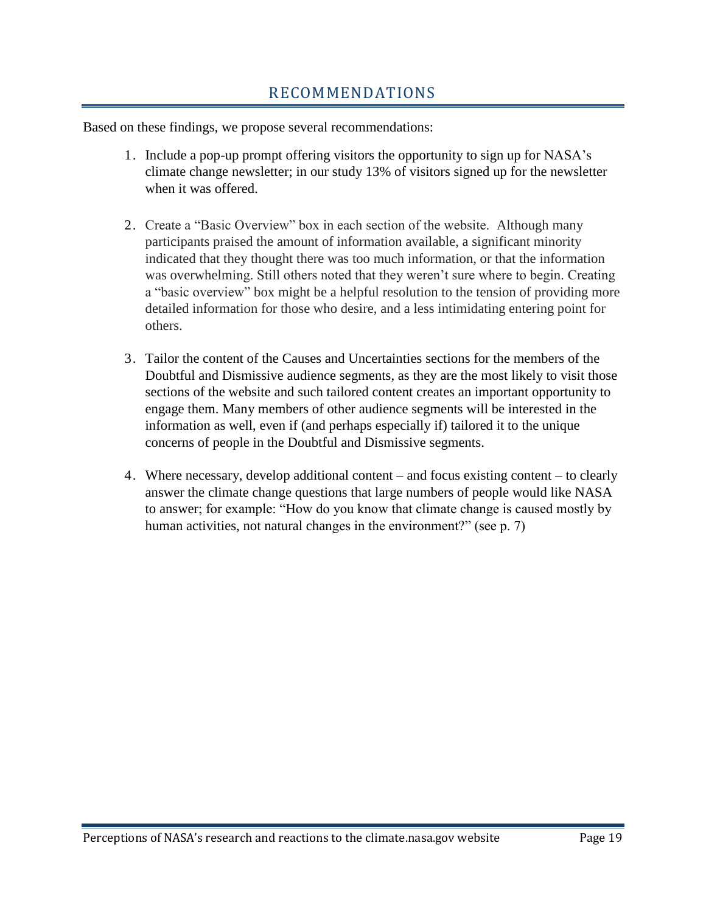# RECOMMENDATIONS

Based on these findings, we propose several recommendations:

1. Include a pop-up prompt offering visitors the opportunity to sign up for NASA's climate change newsletter; in our study 13% of visitors signed up for the newsletter when it was offered.

2. Create a "Basic Overview" box in each section of the website. Although many participants praised the amount of information available, a significant minority indicated that they thought there was too much information, or that the information was overwhelming. Still others noted that they weren't sure where to begin. Creating a "basic overview" box might be a helpful resolution to the tension of providing more detailed information for those who desire, and a less intimidating entering point for others.

3. Tailor the content of the Causes and Uncertainties sections for the members of the Doubtful and Dismissive audience segments, as they are the most likely to visit those sections of the website and such tailored content creates an important opportunity to engage them. Many members of other audience segments will be interested in the information as well, even if (and perhaps especially if) tailored it to the unique concerns of people in the Doubtful and Dismissive segments.

4. Where necessary, develop additional content – and focus existing content – to clearly answer the climate change questions that large numbers of people would like NASA to answer; for example: "How do you know that climate change is caused mostly by human activities, not natural changes in the environment?" (see p. 7)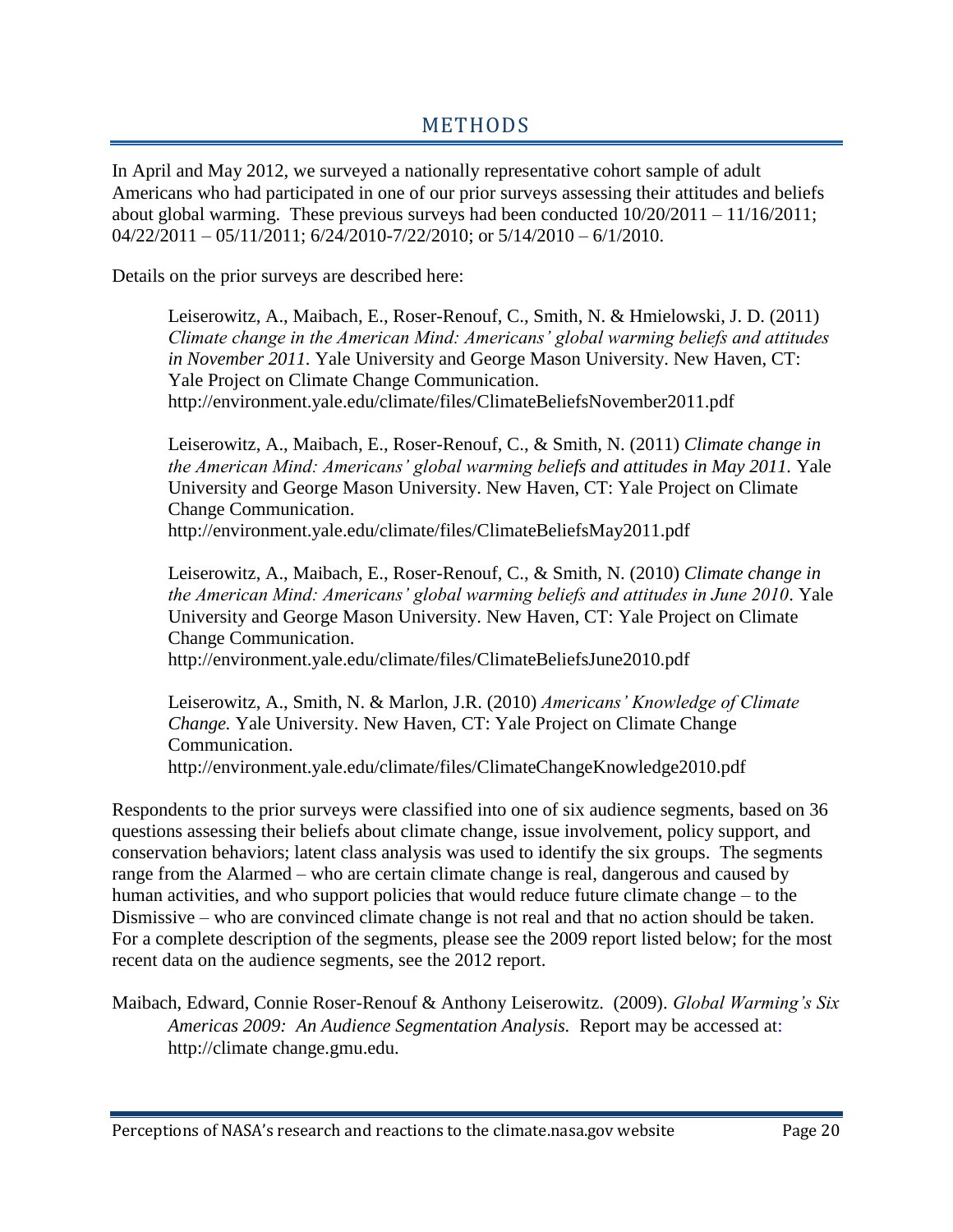# METHODS

In April and May 2012, we surveyed a nationally representative cohort sample of adult Americans who had participated in one of our prior surveys assessing their attitudes and beliefs about global warming. These previous surveys had been conducted 10/20/2011 – 11/16/2011; 04/22/2011 – 05/11/2011; 6/24/2010-7/22/2010; or 5/14/2010 – 6/1/2010.

Details on the prior surveys are described here:

> Leiserowitz, A., Maibach, E., Roser-Renouf, C., Smith, N. & Hmielowski, J. D. (2011) *Climate change in the American Mind: Americans' global warming beliefs and attitudes in November 2011.* Yale University and George Mason University. New Haven, CT: Yale Project on Climate Change Communication.
> http://environment.yale.edu/climate/files/ClimateBeliefsNovember2011.pdf
>
> Leiserowitz, A., Maibach, E., Roser-Renouf, C., & Smith, N. (2011) *Climate change in the American Mind: Americans' global warming beliefs and attitudes in May 2011.* Yale University and George Mason University. New Haven, CT: Yale Project on Climate Change Communication.
> http://environment.yale.edu/climate/files/ClimateBeliefsMay2011.pdf
>
> Leiserowitz, A., Maibach, E., Roser-Renouf, C., & Smith, N. (2010) *Climate change in the American Mind: Americans' global warming beliefs and attitudes in June 2010*. Yale University and George Mason University. New Haven, CT: Yale Project on Climate Change Communication.
> http://environment.yale.edu/climate/files/ClimateBeliefsJune2010.pdf
>
> Leiserowitz, A., Smith, N. & Marlon, J.R. (2010) *Americans' Knowledge of Climate Change.* Yale University. New Haven, CT: Yale Project on Climate Change Communication.
> http://environment.yale.edu/climate/files/ClimateChangeKnowledge2010.pdf

Respondents to the prior surveys were classified into one of six audience segments, based on 36 questions assessing their beliefs about climate change, issue involvement, policy support, and conservation behaviors; latent class analysis was used to identify the six groups. The segments range from the Alarmed – who are certain climate change is real, dangerous and caused by human activities, and who support policies that would reduce future climate change – to the Dismissive – who are convinced climate change is not real and that no action should be taken. For a complete description of the segments, please see the 2009 report listed below; for the most recent data on the audience segments, see the 2012 report.

Maibach, Edward, Connie Roser-Renouf & Anthony Leiserowitz. (2009). *Global Warming's Six Americas 2009: An Audience Segmentation Analysis.* Report may be accessed at: http://climate change.gmu.edu.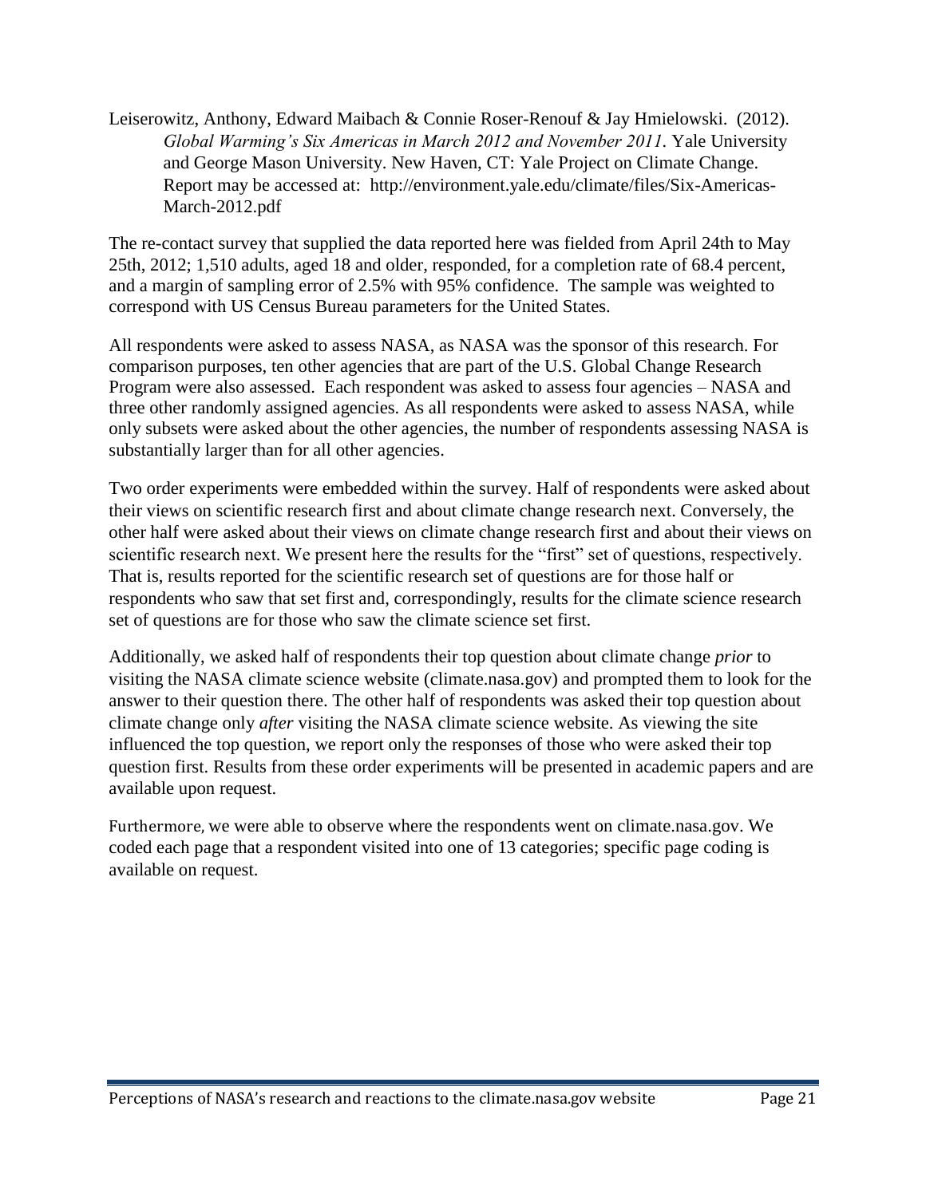Leiserowitz, Anthony, Edward Maibach & Connie Roser-Renouf & Jay Hmielowski. (2012). *Global Warming's Six Americas in March 2012 and November 2011.* Yale University and George Mason University. New Haven, CT: Yale Project on Climate Change. Report may be accessed at: http://environment.yale.edu/climate/files/Six-Americas-March-2012.pdf

The re-contact survey that supplied the data reported here was fielded from April 24th to May 25th, 2012; 1,510 adults, aged 18 and older, responded, for a completion rate of 68.4 percent, and a margin of sampling error of 2.5% with 95% confidence. The sample was weighted to correspond with US Census Bureau parameters for the United States.

All respondents were asked to assess NASA, as NASA was the sponsor of this research. For comparison purposes, ten other agencies that are part of the U.S. Global Change Research Program were also assessed. Each respondent was asked to assess four agencies – NASA and three other randomly assigned agencies. As all respondents were asked to assess NASA, while only subsets were asked about the other agencies, the number of respondents assessing NASA is substantially larger than for all other agencies.

Two order experiments were embedded within the survey. Half of respondents were asked about their views on scientific research first and about climate change research next. Conversely, the other half were asked about their views on climate change research first and about their views on scientific research next. We present here the results for the "first" set of questions, respectively. That is, results reported for the scientific research set of questions are for those half or respondents who saw that set first and, correspondingly, results for the climate science research set of questions are for those who saw the climate science set first.

Additionally, we asked half of respondents their top question about climate change *prior* to visiting the NASA climate science website (climate.nasa.gov) and prompted them to look for the answer to their question there. The other half of respondents was asked their top question about climate change only *after* visiting the NASA climate science website. As viewing the site influenced the top question, we report only the responses of those who were asked their top question first. Results from these order experiments will be presented in academic papers and are available upon request.

Furthermore, we were able to observe where the respondents went on climate.nasa.gov. We coded each page that a respondent visited into one of 13 categories; specific page coding is available on request.